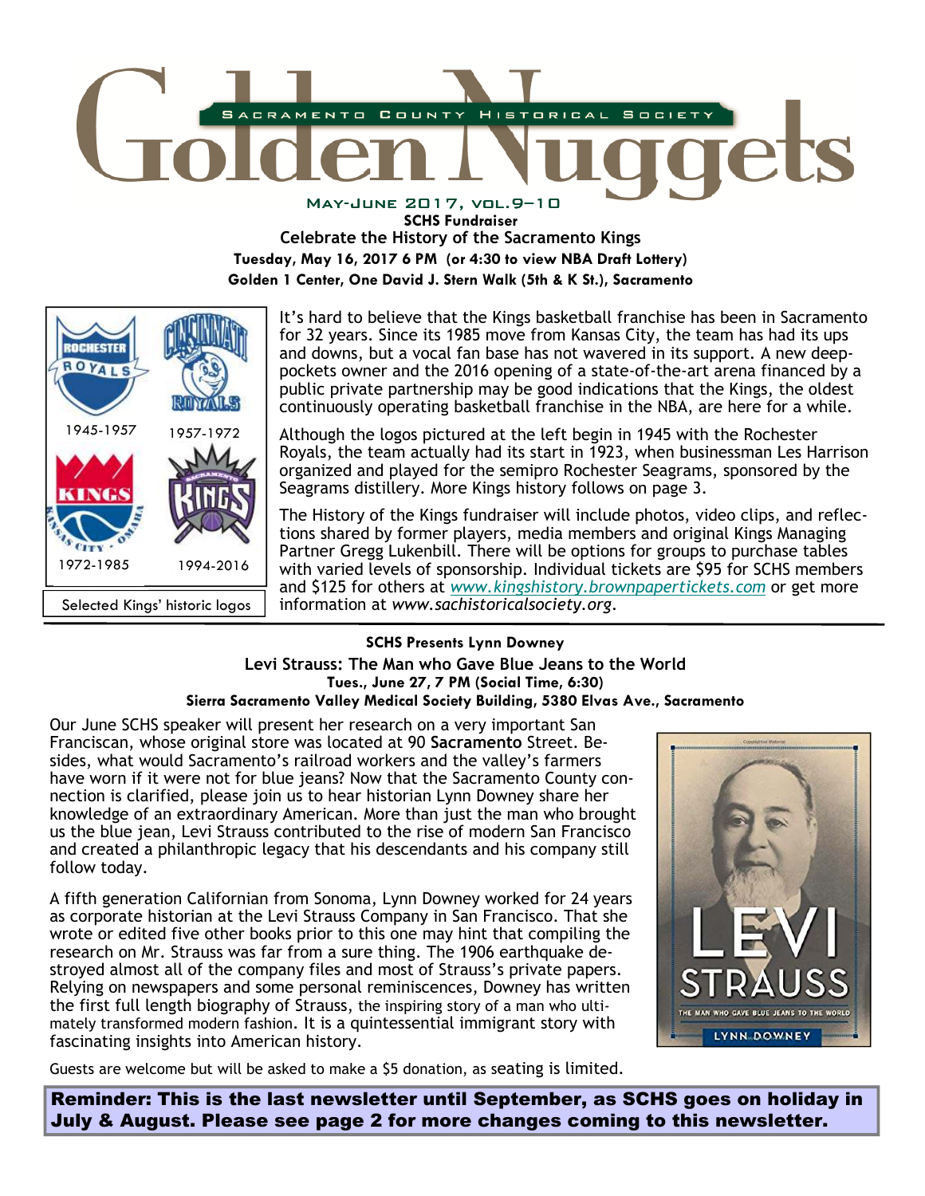# Golden Nuggets

SACRAMENTO COUNTY HISTORICAL SOCIETY

MAY-JUNE 2017, VOL.9–10

**SCHS Fundraiser**

## Celebrate the History of the Sacramento Kings

**Tuesday, May 16, 2017 6 PM (or 4:30 to view NBA Draft Lottery)**

**Golden 1 Center, One David J. Stern Walk (5th & K St.), Sacramento**

1945-1957 | 1957-1972 | 1972-1985 | 1994-2016

Selected Kings' historic logos

It's hard to believe that the Kings basketball franchise has been in Sacramento for 32 years. Since its 1985 move from Kansas City, the team has had its ups and downs, but a vocal fan base has not wavered in its support. A new deep-pockets owner and the 2016 opening of a state-of-the-art arena financed by a public private partnership may be good indications that the Kings, the oldest continuously operating basketball franchise in the NBA, are here for a while.

Although the logos pictured at the left begin in 1945 with the Rochester Royals, the team actually had its start in 1923, when businessman Les Harrison organized and played for the semipro Rochester Seagrams, sponsored by the Seagrams distillery. More Kings history follows on page 3.

The History of the Kings fundraiser will include photos, video clips, and reflections shared by former players, media members and original Kings Managing Partner Gregg Lukenbill. There will be options for groups to purchase tables with varied levels of sponsorship. Individual tickets are $95 for SCHS members and $125 for others at *www.kingshistory.brownpapertickets.com* or get more information at *www.sachistoricalsociety.org*.

---

**SCHS Presents Lynn Downey**

## Levi Strauss: The Man who Gave Blue Jeans to the World

**Tues., June 27, 7 PM (Social Time, 6:30)**

**Sierra Sacramento Valley Medical Society Building, 5380 Elvas Ave., Sacramento**

Our June SCHS speaker will present her research on a very important San Franciscan, whose original store was located at 90 **Sacramento** Street. Besides, what would Sacramento's railroad workers and the valley's farmers have worn if it were not for blue jeans? Now that the Sacramento County connection is clarified, please join us to hear historian Lynn Downey share her knowledge of an extraordinary American. More than just the man who brought us the blue jean, Levi Strauss contributed to the rise of modern San Francisco and created a philanthropic legacy that his descendants and his company still follow today.

A fifth generation Californian from Sonoma, Lynn Downey worked for 24 years as corporate historian at the Levi Strauss Company in San Francisco. That she wrote or edited five other books prior to this one may hint that compiling the research on Mr. Strauss was far from a sure thing. The 1906 earthquake destroyed almost all of the company files and most of Strauss's private papers. Relying on newspapers and some personal reminiscences, Downey has written the first full length biography of Strauss, the inspiring story of a man who ultimately transformed modern fashion. It is a quintessential immigrant story with fascinating insights into American history.

Guests are welcome but will be asked to make a $5 donation, as seating is limited.

**Reminder: This is the last newsletter until September, as SCHS goes on holiday in July & August. Please see page 2 for more changes coming to this newsletter.**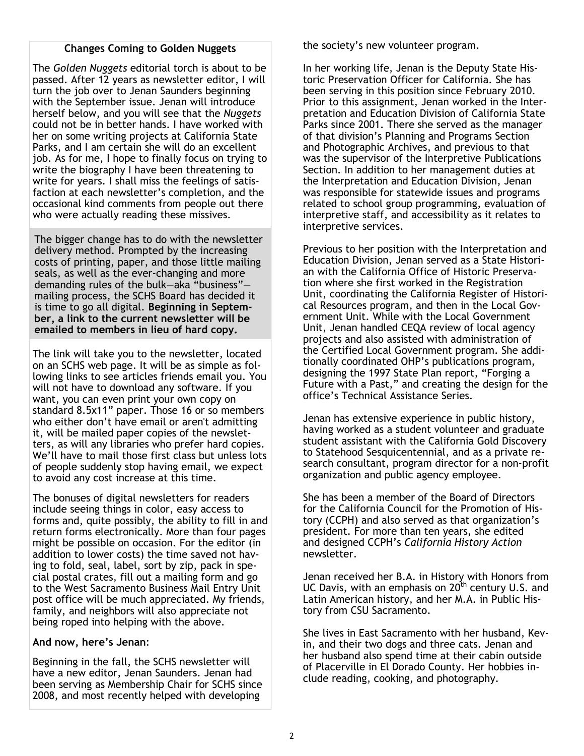### Changes Coming to Golden Nuggets

The *Golden Nuggets* editorial torch is about to be passed. After 12 years as newsletter editor, I will turn the job over to Jenan Saunders beginning with the September issue. Jenan will introduce herself below, and you will see that the *Nuggets* could not be in better hands. I have worked with her on some writing projects at California State Parks, and I am certain she will do an excellent job. As for me, I hope to finally focus on trying to write the biography I have been threatening to write for years. I shall miss the feelings of satisfaction at each newsletter's completion, and the occasional kind comments from people out there who were actually reading these missives.

The bigger change has to do with the newsletter delivery method. Prompted by the increasing costs of printing, paper, and those little mailing seals, as well as the ever-changing and more demanding rules of the bulk—aka "business"—mailing process, the SCHS Board has decided it is time to go all digital. **Beginning in September, a link to the current newsletter will be emailed to members in lieu of hard copy.**

The link will take you to the newsletter, located on an SCHS web page. It will be as simple as following links to see articles friends email you. You will not have to download any software. If you want, you can even print your own copy on standard 8.5x11" paper. Those 16 or so members who either don't have email or aren't admitting it, will be mailed paper copies of the newsletters, as will any libraries who prefer hard copies. We'll have to mail those first class but unless lots of people suddenly stop having email, we expect to avoid any cost increase at this time.

The bonuses of digital newsletters for readers include seeing things in color, easy access to forms and, quite possibly, the ability to fill in and return forms electronically. More than four pages might be possible on occasion. For the editor (in addition to lower costs) the time saved not having to fold, seal, label, sort by zip, pack in special postal crates, fill out a mailing form and go to the West Sacramento Business Mail Entry Unit post office will be much appreciated. My friends, family, and neighbors will also appreciate not being roped into helping with the above.

**And now, here's Jenan**:

Beginning in the fall, the SCHS newsletter will have a new editor, Jenan Saunders. Jenan had been serving as Membership Chair for SCHS since 2008, and most recently helped with developing the society's new volunteer program.

In her working life, Jenan is the Deputy State Historic Preservation Officer for California. She has been serving in this position since February 2010. Prior to this assignment, Jenan worked in the Interpretation and Education Division of California State Parks since 2001. There she served as the manager of that division's Planning and Programs Section and Photographic Archives, and previous to that was the supervisor of the Interpretive Publications Section. In addition to her management duties at the Interpretation and Education Division, Jenan was responsible for statewide issues and programs related to school group programming, evaluation of interpretive staff, and accessibility as it relates to interpretive services.

Previous to her position with the Interpretation and Education Division, Jenan served as a State Historian with the California Office of Historic Preservation where she first worked in the Registration Unit, coordinating the California Register of Historical Resources program, and then in the Local Government Unit. While with the Local Government Unit, Jenan handled CEQA review of local agency projects and also assisted with administration of the Certified Local Government program. She additionally coordinated OHP's publications program, designing the 1997 State Plan report, "Forging a Future with a Past," and creating the design for the office's Technical Assistance Series.

Jenan has extensive experience in public history, having worked as a student volunteer and graduate student assistant with the California Gold Discovery to Statehood Sesquicentennial, and as a private research consultant, program director for a non-profit organization and public agency employee.

She has been a member of the Board of Directors for the California Council for the Promotion of History (CCPH) and also served as that organization's president. For more than ten years, she edited and designed CCPH's *California History Action* newsletter.

Jenan received her B.A. in History with Honors from UC Davis, with an emphasis on 20th century U.S. and Latin American history, and her M.A. in Public History from CSU Sacramento.

She lives in East Sacramento with her husband, Kevin, and their two dogs and three cats. Jenan and her husband also spend time at their cabin outside of Placerville in El Dorado County. Her hobbies include reading, cooking, and photography.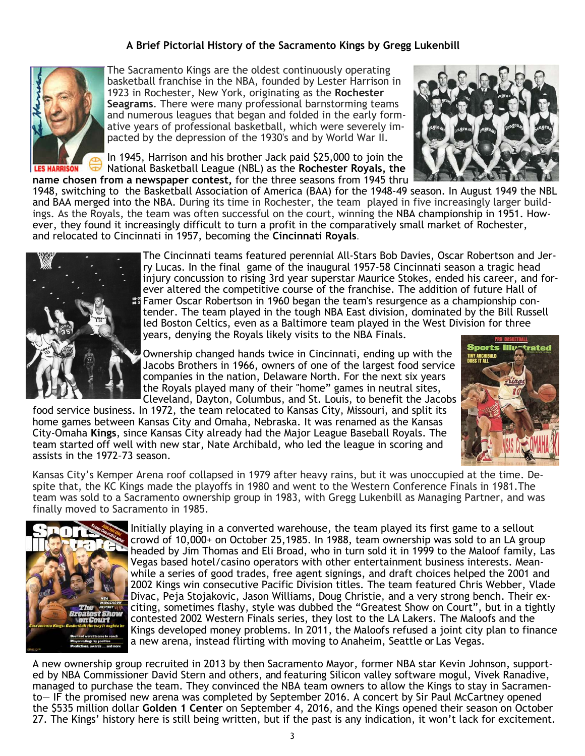**A Brief Pictorial History of the Sacramento Kings by Gregg Lukenbill**

The Sacramento Kings are the oldest continuously operating basketball franchise in the NBA, founded by Lester Harrison in 1923 in Rochester, New York, originating as the **Rochester Seagrams**. There were many professional barnstorming teams and numerous leagues that began and folded in the early formative years of professional basketball, which were severely impacted by the depression of the 1930's and by World War II.

In 1945, Harrison and his brother Jack paid $25,000 to join the National Basketball League (NBL) as the **Rochester Royals, the name chosen from a newspaper contest,** for the three seasons from 1945 thru 1948, switching to the Basketball Association of America (BAA) for the 1948-49 season. In August 1949 the NBL and BAA merged into the NBA. During its time in Rochester, the team played in five increasingly larger buildings. As the Royals, the team was often successful on the court, winning the NBA championship in 1951. However, they found it increasingly difficult to turn a profit in the comparatively small market of Rochester, and relocated to Cincinnati in 1957, becoming the **Cincinnati Royals**.

The Cincinnati teams featured perennial All-Stars Bob Davies, Oscar Robertson and Jerry Lucas. In the final game of the inaugural 1957-58 Cincinnati season a tragic head injury concussion to rising 3rd year superstar Maurice Stokes, ended his career, and forever altered the competitive course of the franchise. The addition of future Hall of Famer Oscar Robertson in 1960 began the team's resurgence as a championship contender. The team played in the tough NBA East division, dominated by the Bill Russell led Boston Celtics, even as a Baltimore team played in the West Division for three years, denying the Royals likely visits to the NBA Finals.

Ownership changed hands twice in Cincinnati, ending up with the Jacobs Brothers in 1966, owners of one of the largest food service companies in the nation, Delaware North. For the next six years the Royals played many of their "home" games in neutral sites, Cleveland, Dayton, Columbus, and St. Louis, to benefit the Jacobs food service business. In 1972, the team relocated to Kansas City, Missouri, and split its home games between Kansas City and Omaha, Nebraska. It was renamed as the Kansas City-Omaha **Kings**, since Kansas City already had the Major League Baseball Royals. The team started off well with new star, Nate Archibald, who led the league in scoring and assists in the 1972–73 season.

Kansas City's Kemper Arena roof collapsed in 1979 after heavy rains, but it was unoccupied at the time. Despite that, the KC Kings made the playoffs in 1980 and went to the Western Conference Finals in 1981.The team was sold to a Sacramento ownership group in 1983, with Gregg Lukenbill as Managing Partner, and was finally moved to Sacramento in 1985.

Initially playing in a converted warehouse, the team played its first game to a sellout crowd of 10,000+ on October 25,1985. In 1988, team ownership was sold to an LA group headed by Jim Thomas and Eli Broad, who in turn sold it in 1999 to the Maloof family, Las Vegas based hotel/casino operators with other entertainment business interests. Meanwhile a series of good trades, free agent signings, and draft choices helped the 2001 and 2002 Kings win consecutive Pacific Division titles. The team featured Chris Webber, Vlade Divac, Peja Stojakovic, Jason Williams, Doug Christie, and a very strong bench. Their exciting, sometimes flashy, style was dubbed the "Greatest Show on Court", but in a tightly contested 2002 Western Finals series, they lost to the LA Lakers. The Maloofs and the Kings developed money problems. In 2011, the Maloofs refused a joint city plan to finance a new arena, instead flirting with moving to Anaheim, Seattle or Las Vegas.

A new ownership group recruited in 2013 by then Sacramento Mayor, former NBA star Kevin Johnson, supported by NBA Commissioner David Stern and others, and featuring Silicon valley software mogul, Vivek Ranadive, managed to purchase the team. They convinced the NBA team owners to allow the Kings to stay in Sacramento— IF the promised new arena was completed by September 2016. A concert by Sir Paul McCartney opened the $535 million dollar **Golden 1 Center** on September 4, 2016, and the Kings opened their season on October 27. The Kings' history here is still being written, but if the past is any indication, it won't lack for excitement.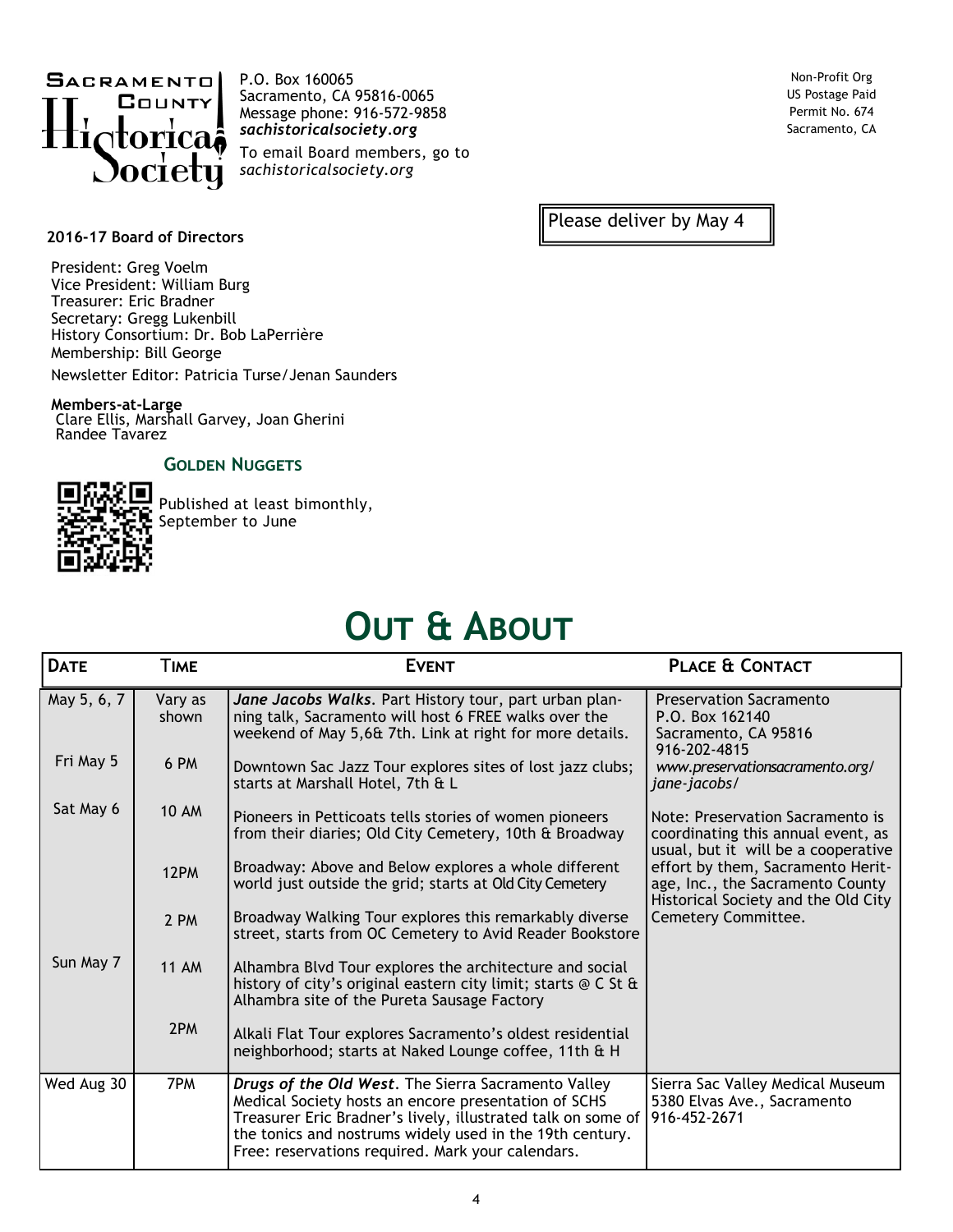SACRAMENTO COUNTY Historical Society

P.O. Box 160065
Sacramento, CA 95816-0065
Message phone: 916-572-9858
***sachistoricalsociety.org***

To email Board members, go to *sachistoricalsociety.org*

Non-Profit Org
US Postage Paid
Permit No. 674
Sacramento, CA

Please deliver by May 4

**2016-17 Board of Directors**

President: Greg Voelm
Vice President: William Burg
Treasurer: Eric Bradner
Secretary: Gregg Lukenbill
History Consortium: Dr. Bob LaPerrière
Membership: Bill George
Newsletter Editor: Patricia Turse/Jenan Saunders

**Members-at-Large**
Clare Ellis, Marshall Garvey, Joan Gherini
Randee Tavarez

**GOLDEN NUGGETS**

Published at least bimonthly, September to June

# OUT & ABOUT

| DATE | TIME | EVENT | PLACE & CONTACT |
|---|---|---|---|
| May 5, 6, 7 | Vary as shown | ***Jane Jacobs Walks***. Part History tour, part urban planning talk, Sacramento will host 6 FREE walks over the weekend of May 5,6& 7th. Link at right for more details. | Preservation Sacramento P.O. Box 162140 Sacramento, CA 95816 916-202-4815 *www.preservationsacramento.org/jane-jacobs/* |
| Fri May 5 | 6 PM | Downtown Sac Jazz Tour explores sites of lost jazz clubs; starts at Marshall Hotel, 7th & L | |
| Sat May 6 | 10 AM | Pioneers in Petticoats tells stories of women pioneers from their diaries; Old City Cemetery, 10th & Broadway | Note: Preservation Sacramento is coordinating this annual event, as usual, but it will be a cooperative effort by them, Sacramento Heritage, Inc., the Sacramento County Historical Society and the Old City Cemetery Committee. |
| | 12PM | Broadway: Above and Below explores a whole different world just outside the grid; starts at Old City Cemetery | |
| | 2 PM | Broadway Walking Tour explores this remarkably diverse street, starts from OC Cemetery to Avid Reader Bookstore | |
| Sun May 7 | 11 AM | Alhambra Blvd Tour explores the architecture and social history of city's original eastern city limit; starts @ C St & Alhambra site of the Pureta Sausage Factory | |
| | 2PM | Alkali Flat Tour explores Sacramento's oldest residential neighborhood; starts at Naked Lounge coffee, 11th & H | |
| Wed Aug 30 | 7PM | ***Drugs of the Old West***. The Sierra Sacramento Valley Medical Society hosts an encore presentation of SCHS Treasurer Eric Bradner's lively, illustrated talk on some of the tonics and nostrums widely used in the 19th century. Free: reservations required. Mark your calendars. | Sierra Sac Valley Medical Museum 5380 Elvas Ave., Sacramento 916-452-2671 |